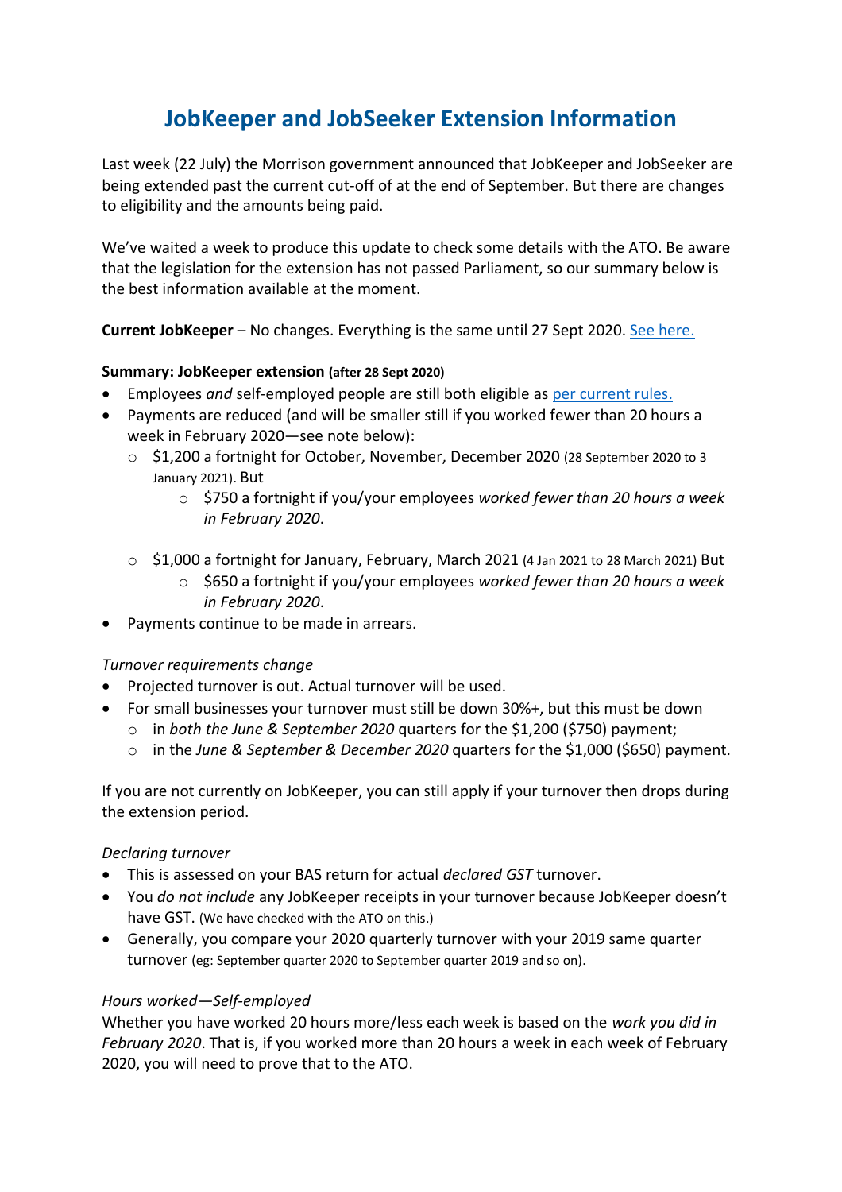# JobKeeper and JobSeeker Extension Information

Last week (22 July) the Morrison government announced that JobKeeper and JobSeeker are being extended past the current cut-off of at the end of September. But there are changes to eligibility and the amounts being paid.

We've waited a week to produce this update to check some details with the ATO. Be aware that the legislation for the extension has not passed Parliament, so our summary below is the best information available at the moment.

**Current JobKeeper** – No changes. Everything is the same until 27 Sept 2020. [See here.]()

**Summary: JobKeeper extension (after 28 Sept 2020)**

- Employees *and* self-employed people are still both eligible as [per current rules.]()
- Payments are reduced (and will be smaller still if you worked fewer than 20 hours a week in February 2020—see note below):
  - $1,200 a fortnight for October, November, December 2020 (28 September 2020 to 3 January 2021). But
    - $750 a fortnight if you/your employees *worked fewer than 20 hours a week in February 2020*.
  - $1,000 a fortnight for January, February, March 2021 (4 Jan 2021 to 28 March 2021) But
    - $650 a fortnight if you/your employees *worked fewer than 20 hours a week in February 2020*.
- Payments continue to be made in arrears.

*Turnover requirements change*

- Projected turnover is out. Actual turnover will be used.
- For small businesses your turnover must still be down 30%+, but this must be down
  - in *both the June & September 2020* quarters for the $1,200 ($750) payment;
  - in the *June & September & December 2020* quarters for the $1,000 ($650) payment.

If you are not currently on JobKeeper, you can still apply if your turnover then drops during the extension period.

*Declaring turnover*

- This is assessed on your BAS return for actual *declared GST* turnover.
- You *do not include* any JobKeeper receipts in your turnover because JobKeeper doesn't have GST. (We have checked with the ATO on this.)
- Generally, you compare your 2020 quarterly turnover with your 2019 same quarter turnover (eg: September quarter 2020 to September quarter 2019 and so on).

*Hours worked—Self-employed*

Whether you have worked 20 hours more/less each week is based on the *work you did in February 2020*. That is, if you worked more than 20 hours a week in each week of February 2020, you will need to prove that to the ATO.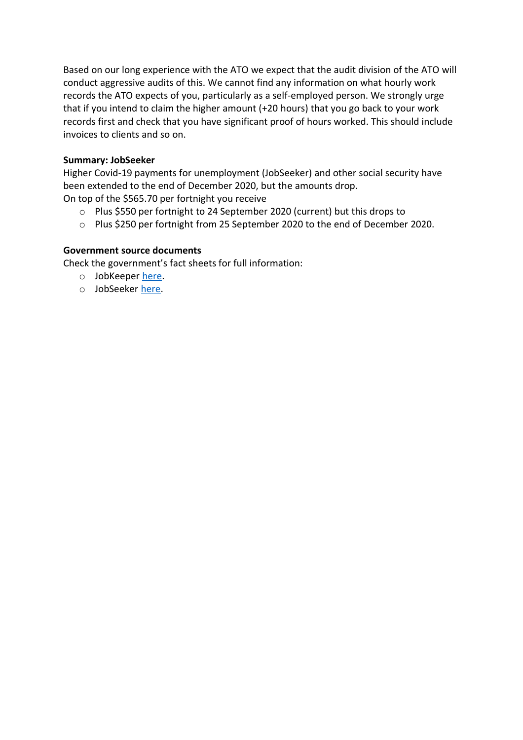Based on our long experience with the ATO we expect that the audit division of the ATO will conduct aggressive audits of this. We cannot find any information on what hourly work records the ATO expects of you, particularly as a self-employed person. We strongly urge that if you intend to claim the higher amount (+20 hours) that you go back to your work records first and check that you have significant proof of hours worked. This should include invoices to clients and so on.

**Summary: JobSeeker**

Higher Covid-19 payments for unemployment (JobSeeker) and other social security have been extended to the end of December 2020, but the amounts drop.
On top of the $565.70 per fortnight you receive

- Plus $550 per fortnight to 24 September 2020 (current) but this drops to
- Plus $250 per fortnight from 25 September 2020 to the end of December 2020.

**Government source documents**

Check the government's fact sheets for full information:

- JobKeeper here.
- JobSeeker here.